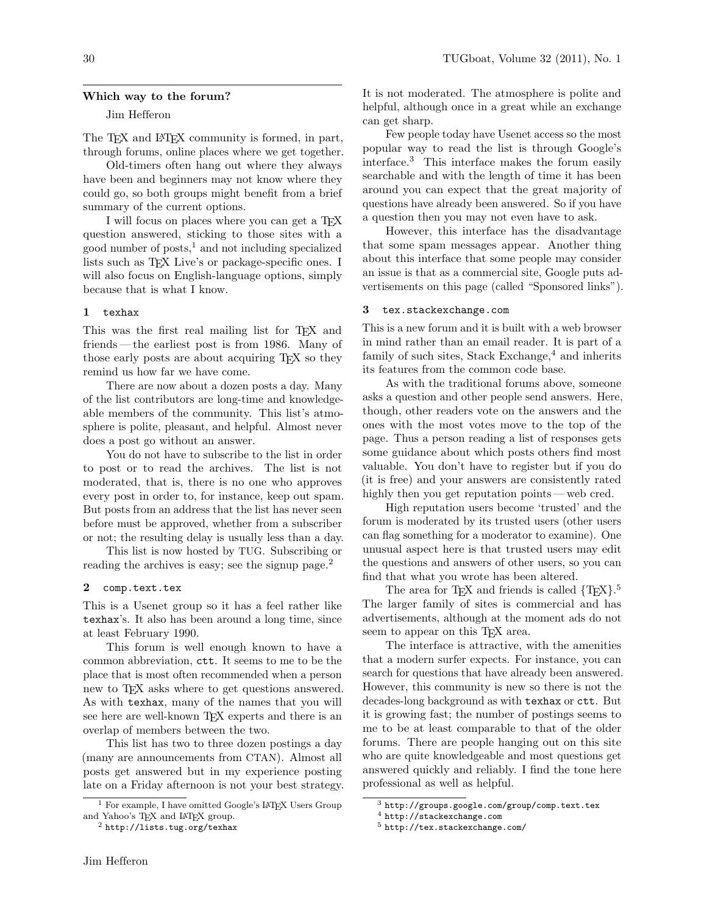## Which way to the forum?

Jim Hefferon

The TeX and LaTeX community is formed, in part, through forums, online places where we get together.

Old-timers often hang out where they always have been and beginners may not know where they could go, so both groups might benefit from a brief summary of the current options.

I will focus on places where you can get a TeX question answered, sticking to those sites with a good number of posts,[1] and not including specialized lists such as TeX Live's or package-specific ones. I will also focus on English-language options, simply because that is what I know.

### 1 `texhax`

This was the first real mailing list for TeX and friends — the earliest post is from 1986. Many of those early posts are about acquiring TeX so they remind us how far we have come.

There are now about a dozen posts a day. Many of the list contributors are long-time and knowledgeable members of the community. This list's atmosphere is polite, pleasant, and helpful. Almost never does a post go without an answer.

You do not have to subscribe to the list in order to post or to read the archives. The list is not moderated, that is, there is no one who approves every post in order to, for instance, keep out spam. But posts from an address that the list has never seen before must be approved, whether from a subscriber or not; the resulting delay is usually less than a day.

This list is now hosted by TUG. Subscribing or reading the archives is easy; see the signup page.[2]

### 2 `comp.text.tex`

This is a Usenet group so it has a feel rather like `texhax`'s. It also has been around a long time, since at least February 1990.

This forum is well enough known to have a common abbreviation, `ctt`. It seems to me to be the place that is most often recommended when a person new to TeX asks where to get questions answered. As with `texhax`, many of the names that you will see here are well-known TeX experts and there is an overlap of members between the two.

This list has two to three dozen postings a day (many are announcements from CTAN). Almost all posts get answered but in my experience posting late on a Friday afternoon is not your best strategy. It is not moderated. The atmosphere is polite and helpful, although once in a great while an exchange can get sharp.

Few people today have Usenet access so the most popular way to read the list is through Google's interface.[3] This interface makes the forum easily searchable and with the length of time it has been around you can expect that the great majority of questions have already been answered. So if you have a question then you may not even have to ask.

However, this interface has the disadvantage that some spam messages appear. Another thing about this interface that some people may consider an issue is that as a commercial site, Google puts advertisements on this page (called "Sponsored links").

### 3 `tex.stackexchange.com`

This is a new forum and it is built with a web browser in mind rather than an email reader. It is part of a family of such sites, Stack Exchange,[4] and inherits its features from the common code base.

As with the traditional forums above, someone asks a question and other people send answers. Here, though, other readers vote on the answers and the ones with the most votes move to the top of the page. Thus a person reading a list of responses gets some guidance about which posts others find most valuable. You don't have to register but if you do (it is free) and your answers are consistently rated highly then you get reputation points — web cred.

High reputation users become 'trusted' and the forum is moderated by its trusted users (other users can flag something for a moderator to examine). One unusual aspect here is that trusted users may edit the questions and answers of other users, so you can find that what you wrote has been altered.

The area for TeX and friends is called {TeX}.[5] The larger family of sites is commercial and has advertisements, although at the moment ads do not seem to appear on this TeX area.

The interface is attractive, with the amenities that a modern surfer expects. For instance, you can search for questions that have already been answered. However, this community is new so there is not the decades-long background as with `texhax` or `ctt`. But it is growing fast; the number of postings seems to me to be at least comparable to that of the older forums. There are people hanging out on this site who are quite knowledgeable and most questions get answered quickly and reliably. I find the tone here professional as well as helpful.

---

[1] For example, I have omitted Google's LaTeX Users Group and Yahoo's TeX and LaTeX group.

[2] `http://lists.tug.org/texhax`

[3] `http://groups.google.com/group/comp.text.tex`

[4] `http://stackexchange.com`

[5] `http://tex.stackexchange.com/`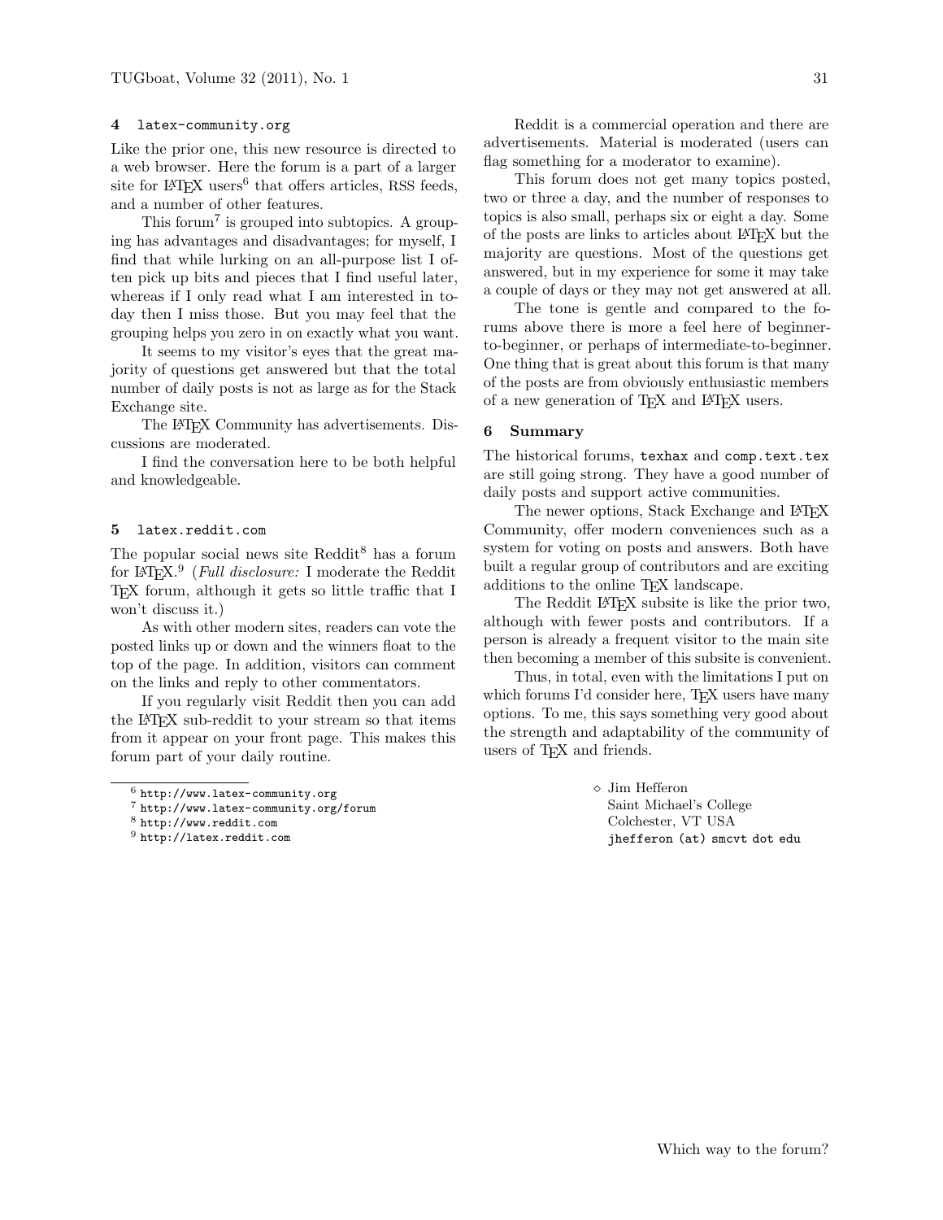## 4 latex-community.org

Like the prior one, this new resource is directed to a web browser. Here the forum is a part of a larger site for LaTeX users[6] that offers articles, RSS feeds, and a number of other features.

This forum[7] is grouped into subtopics. A grouping has advantages and disadvantages; for myself, I find that while lurking on an all-purpose list I often pick up bits and pieces that I find useful later, whereas if I only read what I am interested in today then I miss those. But you may feel that the grouping helps you zero in on exactly what you want.

It seems to my visitor's eyes that the great majority of questions get answered but that the total number of daily posts is not as large as for the Stack Exchange site.

The LaTeX Community has advertisements. Discussions are moderated.

I find the conversation here to be both helpful and knowledgeable.

## 5 latex.reddit.com

The popular social news site Reddit[8] has a forum for LaTeX.[9] (*Full disclosure:* I moderate the Reddit TeX forum, although it gets so little traffic that I won't discuss it.)

As with other modern sites, readers can vote the posted links up or down and the winners float to the top of the page. In addition, visitors can comment on the links and reply to other commentators.

If you regularly visit Reddit then you can add the LaTeX sub-reddit to your stream so that items from it appear on your front page. This makes this forum part of your daily routine.

Reddit is a commercial operation and there are advertisements. Material is moderated (users can flag something for a moderator to examine).

This forum does not get many topics posted, two or three a day, and the number of responses to topics is also small, perhaps six or eight a day. Some of the posts are links to articles about LaTeX but the majority are questions. Most of the questions get answered, but in my experience for some it may take a couple of days or they may not get answered at all.

The tone is gentle and compared to the forums above there is more a feel here of beginner-to-beginner, or perhaps of intermediate-to-beginner. One thing that is great about this forum is that many of the posts are from obviously enthusiastic members of a new generation of TeX and LaTeX users.

## 6 Summary

The historical forums, texhax and comp.text.tex are still going strong. They have a good number of daily posts and support active communities.

The newer options, Stack Exchange and LaTeX Community, offer modern conveniences such as a system for voting on posts and answers. Both have built a regular group of contributors and are exciting additions to the online TeX landscape.

The Reddit LaTeX subsite is like the prior two, although with fewer posts and contributors. If a person is already a frequent visitor to the main site then becoming a member of this subsite is convenient.

Thus, in total, even with the limitations I put on which forums I'd consider here, TeX users have many options. To me, this says something very good about the strength and adaptability of the community of users of TeX and friends.

◇ Jim Hefferon
Saint Michael's College
Colchester, VT USA
jhefferon (at) smcvt dot edu

---

[6] http://www.latex-community.org

[7] http://www.latex-community.org/forum

[8] http://www.reddit.com

[9] http://latex.reddit.com